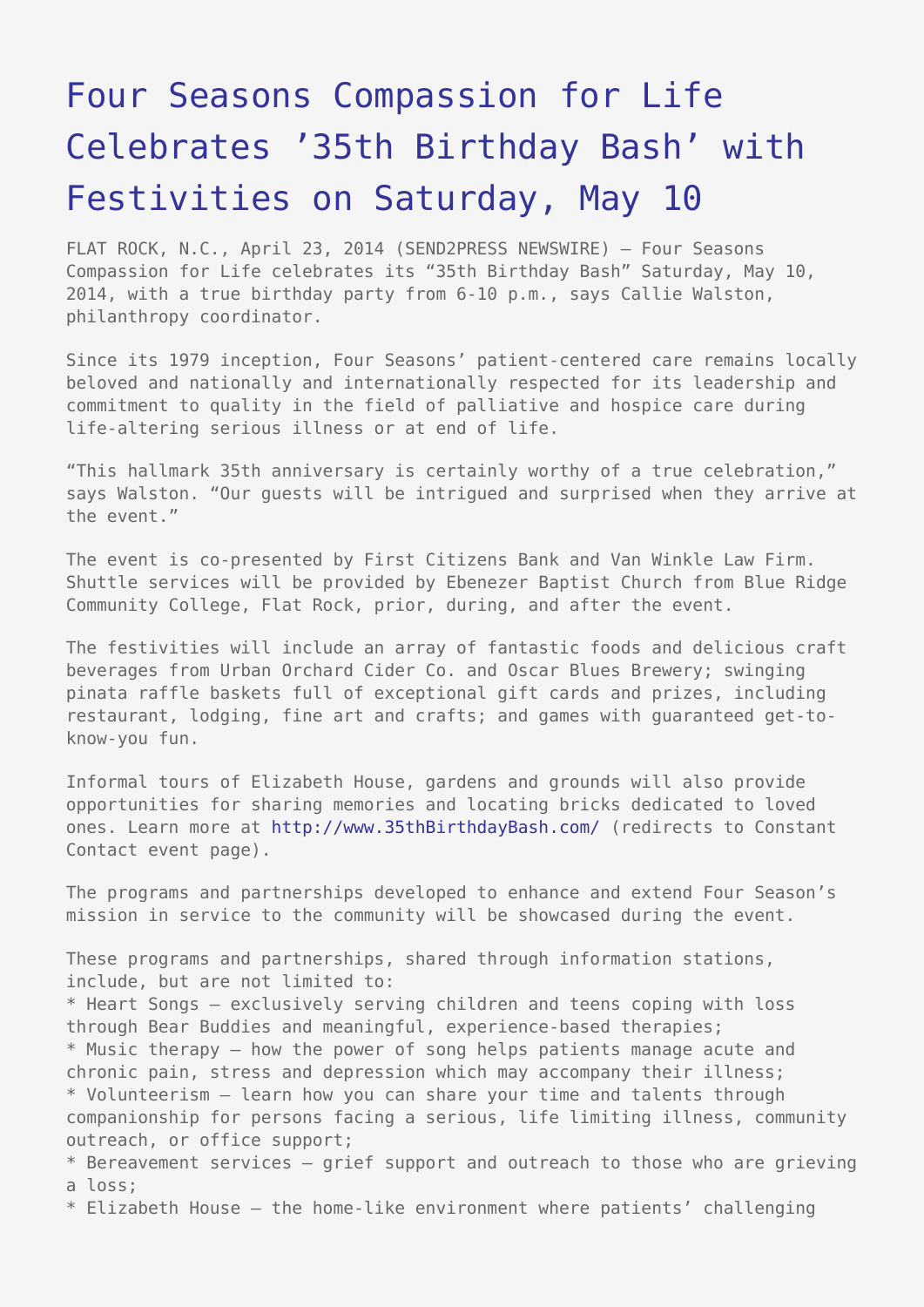# Four Seasons Compassion for Life Celebrates '35th Birthday Bash' with Festivities on Saturday, May 10

FLAT ROCK, N.C., April 23, 2014 (SEND2PRESS NEWSWIRE) — Four Seasons Compassion for Life celebrates its "35th Birthday Bash" Saturday, May 10, 2014, with a true birthday party from 6-10 p.m., says Callie Walston, philanthropy coordinator.

Since its 1979 inception, Four Seasons' patient-centered care remains locally beloved and nationally and internationally respected for its leadership and commitment to quality in the field of palliative and hospice care during life-altering serious illness or at end of life.

"This hallmark 35th anniversary is certainly worthy of a true celebration," says Walston. "Our guests will be intrigued and surprised when they arrive at the event."

The event is co-presented by First Citizens Bank and Van Winkle Law Firm. Shuttle services will be provided by Ebenezer Baptist Church from Blue Ridge Community College, Flat Rock, prior, during, and after the event.

The festivities will include an array of fantastic foods and delicious craft beverages from Urban Orchard Cider Co. and Oscar Blues Brewery; swinging pinata raffle baskets full of exceptional gift cards and prizes, including restaurant, lodging, fine art and crafts; and games with guaranteed get-to-know-you fun.

Informal tours of Elizabeth House, gardens and grounds will also provide opportunities for sharing memories and locating bricks dedicated to loved ones. Learn more at http://www.35thBirthdayBash.com/ (redirects to Constant Contact event page).

The programs and partnerships developed to enhance and extend Four Season's mission in service to the community will be showcased during the event.

These programs and partnerships, shared through information stations, include, but are not limited to:

* Heart Songs – exclusively serving children and teens coping with loss through Bear Buddies and meaningful, experience-based therapies;
* Music therapy – how the power of song helps patients manage acute and chronic pain, stress and depression which may accompany their illness;
* Volunteerism – learn how you can share your time and talents through companionship for persons facing a serious, life limiting illness, community outreach, or office support;
* Bereavement services – grief support and outreach to those who are grieving a loss;
* Elizabeth House – the home-like environment where patients' challenging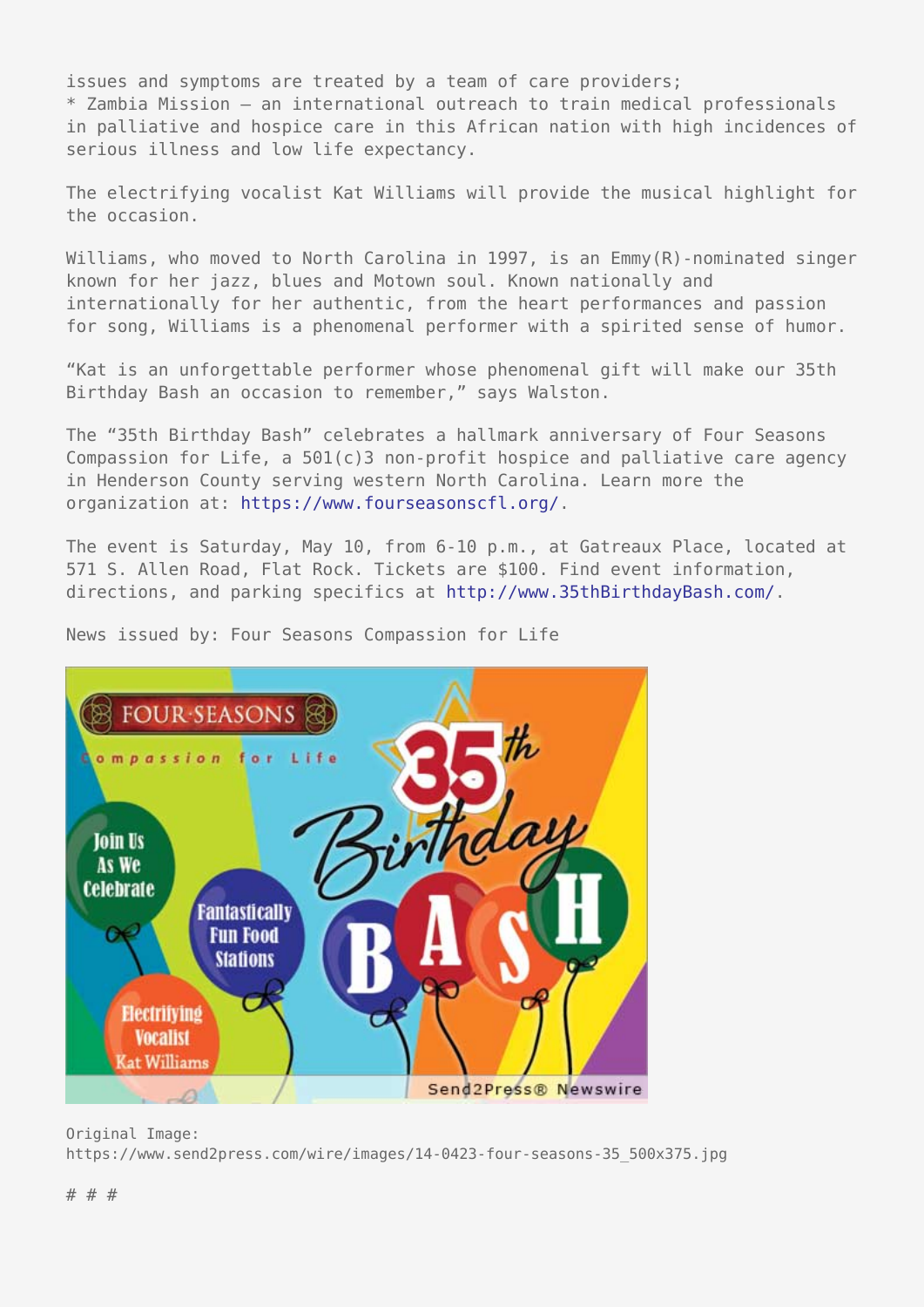issues and symptoms are treated by a team of care providers;
* Zambia Mission – an international outreach to train medical professionals in palliative and hospice care in this African nation with high incidences of serious illness and low life expectancy.

The electrifying vocalist Kat Williams will provide the musical highlight for the occasion.

Williams, who moved to North Carolina in 1997, is an Emmy(R)-nominated singer known for her jazz, blues and Motown soul. Known nationally and internationally for her authentic, from the heart performances and passion for song, Williams is a phenomenal performer with a spirited sense of humor.

"Kat is an unforgettable performer whose phenomenal gift will make our 35th Birthday Bash an occasion to remember," says Walston.

The "35th Birthday Bash" celebrates a hallmark anniversary of Four Seasons Compassion for Life, a 501(c)3 non-profit hospice and palliative care agency in Henderson County serving western North Carolina. Learn more the organization at: https://www.fourseasonscfl.org/.

The event is Saturday, May 10, from 6-10 p.m., at Gatreaux Place, located at 571 S. Allen Road, Flat Rock. Tickets are $100. Find event information, directions, and parking specifics at http://www.35thBirthdayBash.com/.

News issued by: Four Seasons Compassion for Life

Original Image: https://www.send2press.com/wire/images/14-0423-four-seasons-35_500x375.jpg

# # #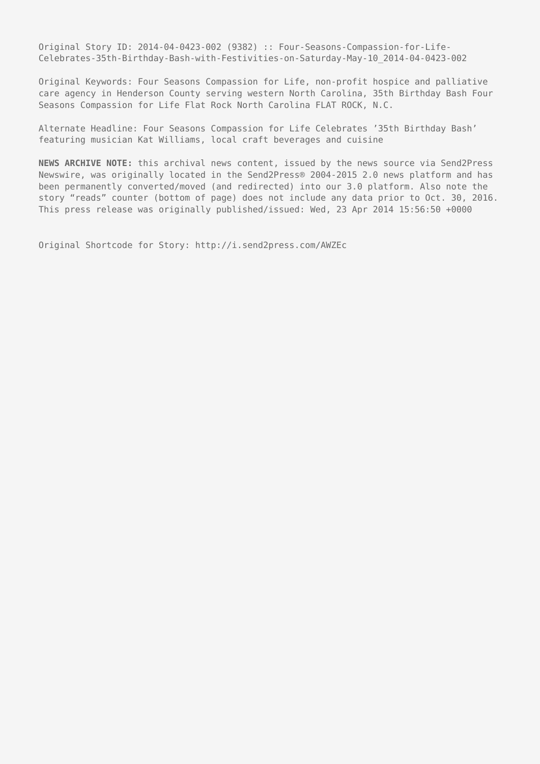Original Story ID: 2014-04-0423-002 (9382) :: Four-Seasons-Compassion-for-Life-Celebrates-35th-Birthday-Bash-with-Festivities-on-Saturday-May-10_2014-04-0423-002

Original Keywords: Four Seasons Compassion for Life, non-profit hospice and palliative care agency in Henderson County serving western North Carolina, 35th Birthday Bash Four Seasons Compassion for Life Flat Rock North Carolina FLAT ROCK, N.C.

Alternate Headline: Four Seasons Compassion for Life Celebrates '35th Birthday Bash' featuring musician Kat Williams, local craft beverages and cuisine

**NEWS ARCHIVE NOTE:** this archival news content, issued by the news source via Send2Press Newswire, was originally located in the Send2Press® 2004-2015 2.0 news platform and has been permanently converted/moved (and redirected) into our 3.0 platform. Also note the story "reads" counter (bottom of page) does not include any data prior to Oct. 30, 2016. This press release was originally published/issued: Wed, 23 Apr 2014 15:56:50 +0000

Original Shortcode for Story: http://i.send2press.com/AWZEc